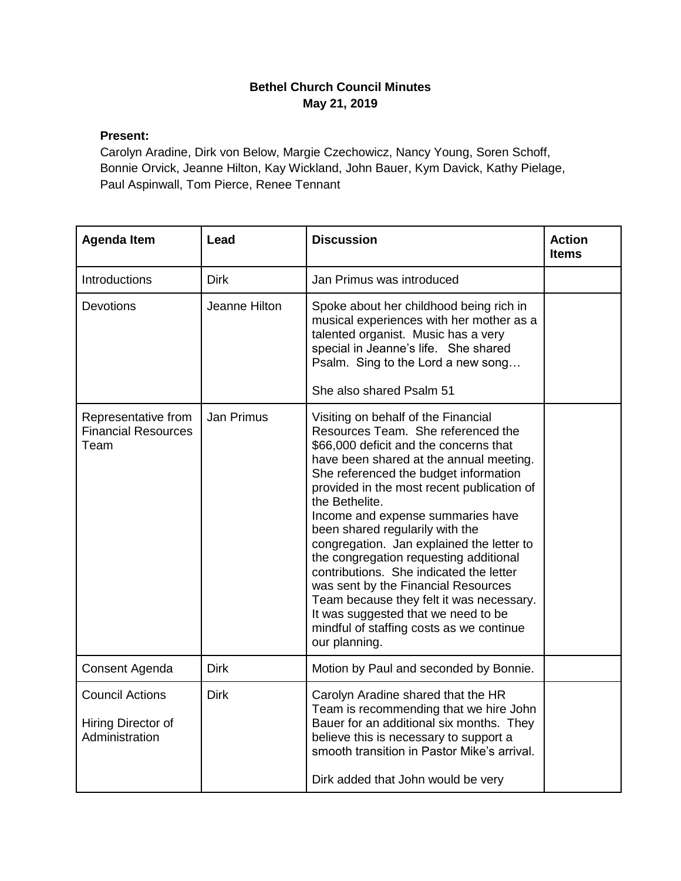**Bethel Church Council Minutes**
**May 21, 2019**

**Present:**
Carolyn Aradine, Dirk von Below, Margie Czechowicz, Nancy Young, Soren Schoff, Bonnie Orvick, Jeanne Hilton, Kay Wickland, John Bauer, Kym Davick, Kathy Pielage, Paul Aspinwall, Tom Pierce, Renee Tennant

| Agenda Item | Lead | Discussion | Action Items |
|---|---|---|---|
| Introductions | Dirk | Jan Primus was introduced | |
| Devotions | Jeanne Hilton | Spoke about her childhood being rich in musical experiences with her mother as a talented organist. Music has a very special in Jeanne's life. She shared Psalm. Sing to the Lord a new song…<br><br>She also shared Psalm 51 | |
| Representative from Financial Resources Team | Jan Primus | Visiting on behalf of the Financial Resources Team. She referenced the $66,000 deficit and the concerns that have been shared at the annual meeting. She referenced the budget information provided in the most recent publication of the Bethelite.<br>Income and expense summaries have been shared regularly with the congregation. Jan explained the letter to the congregation requesting additional contributions. She indicated the letter was sent by the Financial Resources Team because they felt it was necessary. It was suggested that we need to be mindful of staffing costs as we continue our planning. | |
| Consent Agenda | Dirk | Motion by Paul and seconded by Bonnie. | |
| Council Actions<br><br>Hiring Director of Administration | Dirk | Carolyn Aradine shared that the HR Team is recommending that we hire John Bauer for an additional six months. They believe this is necessary to support a smooth transition in Pastor Mike's arrival.<br><br>Dirk added that John would be very | |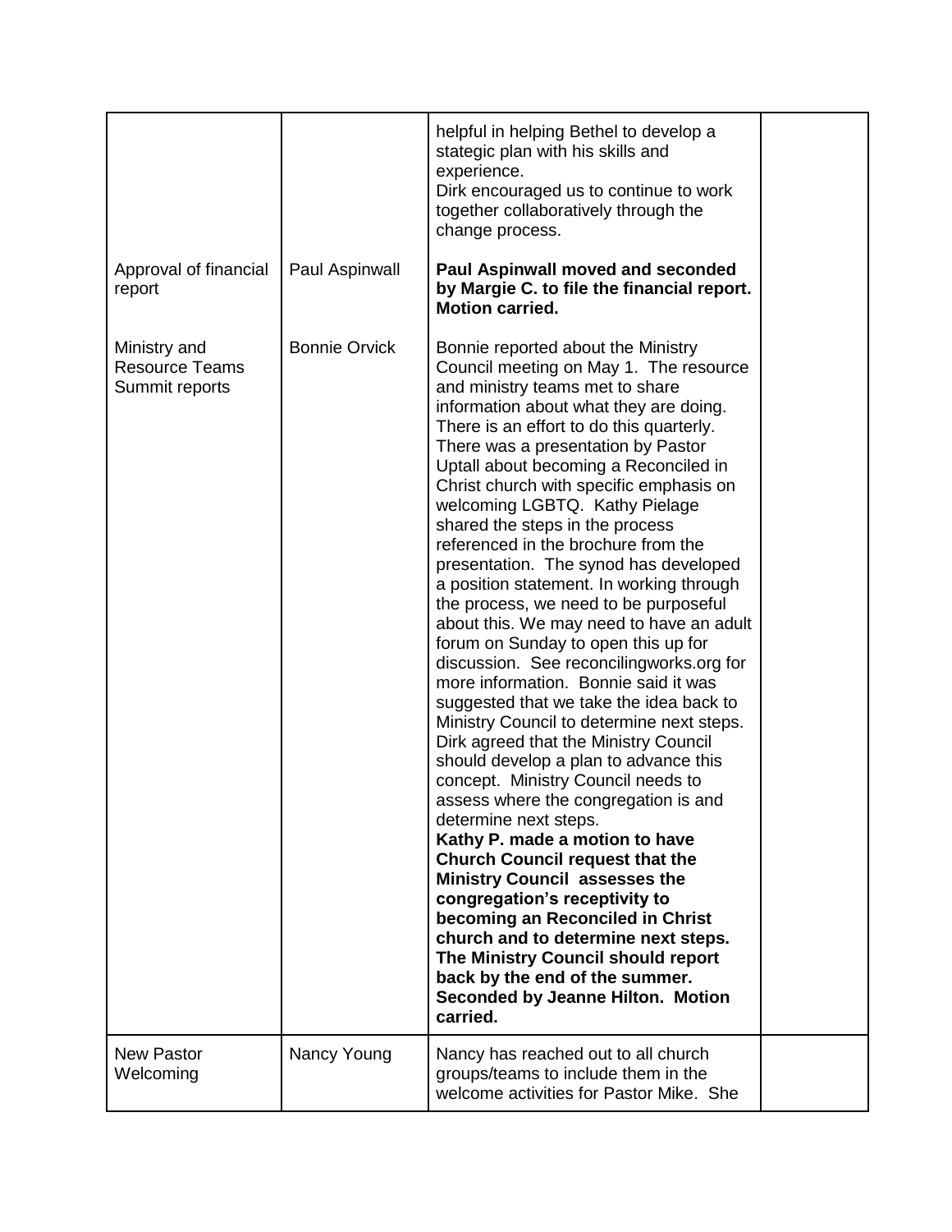| | | | |
|---|---|---|---|
| | | helpful in helping Bethel to develop a stategic plan with his skills and experience.<br>Dirk encouraged us to continue to work together collaboratively through the change process. | |
| Approval of financial report | Paul Aspinwall | **Paul Aspinwall moved and seconded by Margie C. to file the financial report. Motion carried.** | |
| Ministry and Resource Teams Summit reports | Bonnie Orvick | Bonnie reported about the Ministry Council meeting on May 1. The resource and ministry teams met to share information about what they are doing. There is an effort to do this quarterly. There was a presentation by Pastor Uptall about becoming a Reconciled in Christ church with specific emphasis on welcoming LGBTQ. Kathy Pielage shared the steps in the process referenced in the brochure from the presentation. The synod has developed a position statement. In working through the process, we need to be purposeful about this. We may need to have an adult forum on Sunday to open this up for discussion. See reconcilingworks.org for more information. Bonnie said it was suggested that we take the idea back to Ministry Council to determine next steps. Dirk agreed that the Ministry Council should develop a plan to advance this concept. Ministry Council needs to assess where the congregation is and determine next steps.<br>**Kathy P. made a motion to have Church Council request that the Ministry Council assesses the congregation's receptivity to becoming an Reconciled in Christ church and to determine next steps. The Ministry Council should report back by the end of the summer. Seconded by Jeanne Hilton. Motion carried.** | |
| New Pastor Welcoming | Nancy Young | Nancy has reached out to all church groups/teams to include them in the welcome activities for Pastor Mike. She | |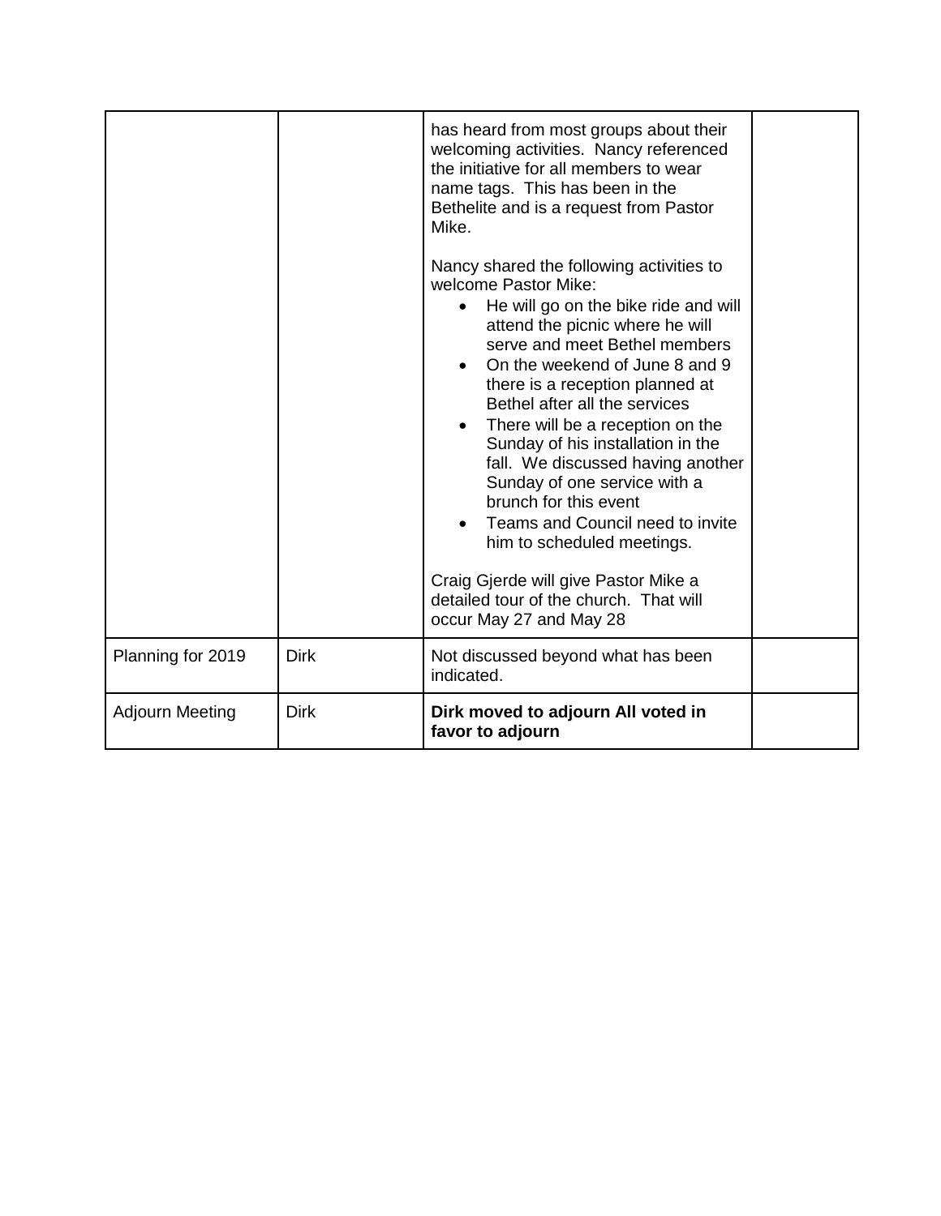| | | | |
|---|---|---|---|
| | | has heard from most groups about their welcoming activities. Nancy referenced the initiative for all members to wear name tags. This has been in the Bethelite and is a request from Pastor Mike.<br><br>Nancy shared the following activities to welcome Pastor Mike:<br>• He will go on the bike ride and will attend the picnic where he will serve and meet Bethel members<br>• On the weekend of June 8 and 9 there is a reception planned at Bethel after all the services<br>• There will be a reception on the Sunday of his installation in the fall. We discussed having another Sunday of one service with a brunch for this event<br>• Teams and Council need to invite him to scheduled meetings.<br><br>Craig Gjerde will give Pastor Mike a detailed tour of the church. That will occur May 27 and May 28 | |
| Planning for 2019 | Dirk | Not discussed beyond what has been indicated. | |
| Adjourn Meeting | Dirk | **Dirk moved to adjourn All voted in favor to adjourn** | |